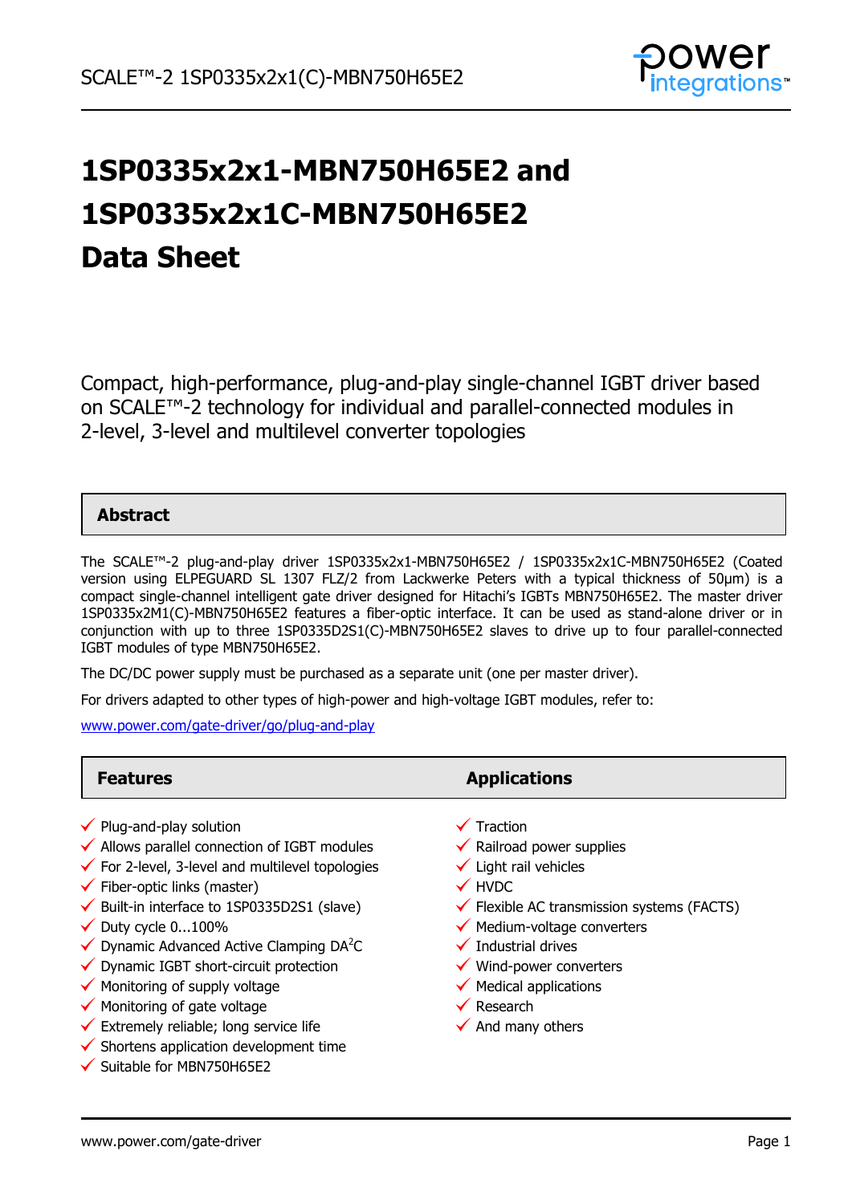# 1SP0335x2x1-MBN750H65E2 and 1SP0335x2x1C-MBN750H65E2 Data Sheet

Compact, high-performance, plug-and-play single-channel IGBT driver based on SCALE™-2 technology for individual and parallel-connected modules in 2-level, 3-level and multilevel converter topologies

## Abstract

The SCALE™-2 plug-and-play driver 1SP0335x2x1-MBN750H65E2 / 1SP0335x2x1C-MBN750H65E2 (Coated version using ELPEGUARD SL 1307 FLZ/2 from Lackwerke Peters with a typical thickness of 50µm) is a compact single-channel intelligent gate driver designed for Hitachi's IGBTs MBN750H65E2. The master driver 1SP0335x2M1(C)-MBN750H65E2 features a fiber-optic interface. It can be used as stand-alone driver or in conjunction with up to three 1SP0335D2S1(C)-MBN750H65E2 slaves to drive up to four parallel-connected IGBT modules of type MBN750H65E2.

The DC/DC power supply must be purchased as a separate unit (one per master driver).

For drivers adapted to other types of high-power and high-voltage IGBT modules, refer to:

www.power.com/gate-driver/go/plug-and-play

## Features

- ✓ Plug-and-play solution
- ✓ Allows parallel connection of IGBT modules
- ✓ For 2-level, 3-level and multilevel topologies
- ✓ Fiber-optic links (master)
- ✓ Built-in interface to 1SP0335D2S1 (slave)
- ✓ Duty cycle 0...100%
- ✓ Dynamic Advanced Active Clamping DA$^2$C
- ✓ Dynamic IGBT short-circuit protection
- ✓ Monitoring of supply voltage
- ✓ Monitoring of gate voltage
- ✓ Extremely reliable; long service life
- ✓ Shortens application development time
- ✓ Suitable for MBN750H65E2

## Applications

- ✓ Traction
- ✓ Railroad power supplies
- ✓ Light rail vehicles
- ✓ HVDC
- ✓ Flexible AC transmission systems (FACTS)
- ✓ Medium-voltage converters
- ✓ Industrial drives
- ✓ Wind-power converters
- ✓ Medical applications
- ✓ Research
- ✓ And many others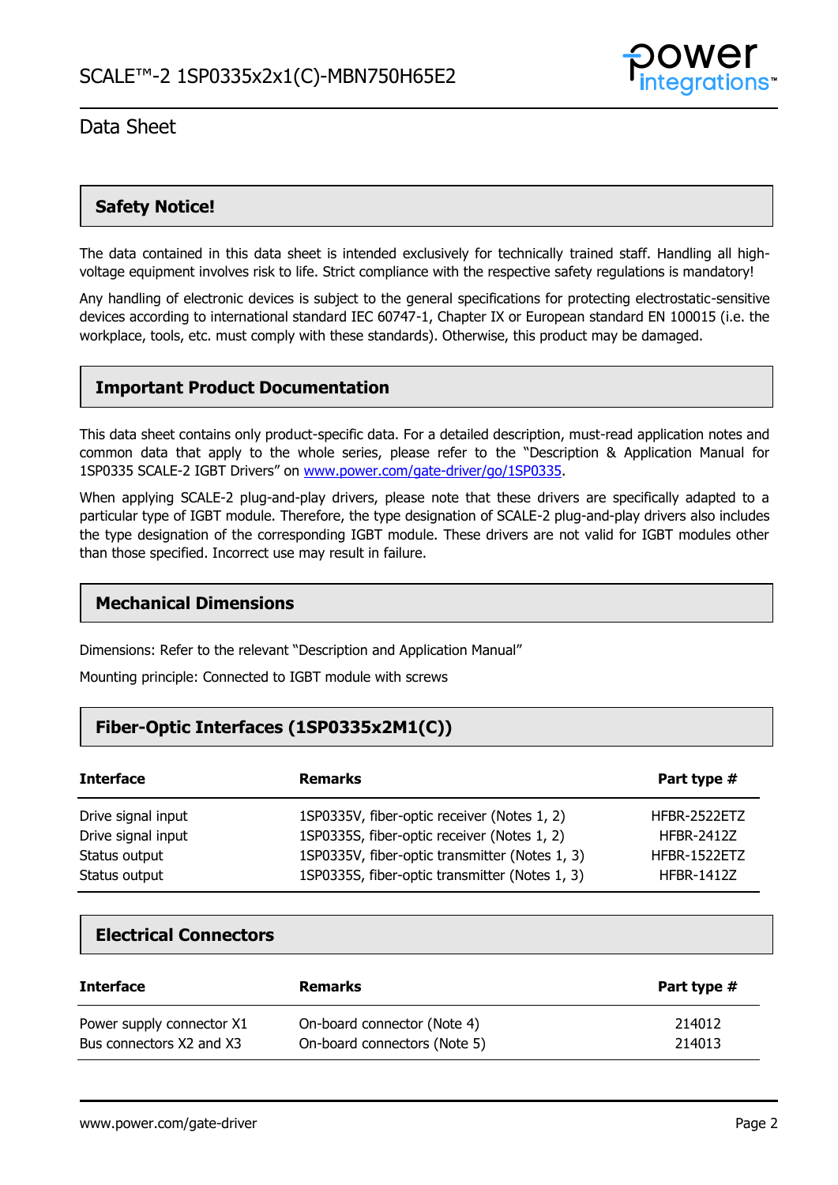## Safety Notice!

The data contained in this data sheet is intended exclusively for technically trained staff. Handling all high-voltage equipment involves risk to life. Strict compliance with the respective safety regulations is mandatory!

Any handling of electronic devices is subject to the general specifications for protecting electrostatic-sensitive devices according to international standard IEC 60747-1, Chapter IX or European standard EN 100015 (i.e. the workplace, tools, etc. must comply with these standards). Otherwise, this product may be damaged.

## Important Product Documentation

This data sheet contains only product-specific data. For a detailed description, must-read application notes and common data that apply to the whole series, please refer to the "Description & Application Manual for 1SP0335 SCALE-2 IGBT Drivers" on [www.power.com/gate-driver/go/1SP0335](www.power.com/gate-driver/go/1SP0335).

When applying SCALE-2 plug-and-play drivers, please note that these drivers are specifically adapted to a particular type of IGBT module. Therefore, the type designation of SCALE-2 plug-and-play drivers also includes the type designation of the corresponding IGBT module. These drivers are not valid for IGBT modules other than those specified. Incorrect use may result in failure.

## Mechanical Dimensions

Dimensions: Refer to the relevant "Description and Application Manual"

Mounting principle: Connected to IGBT module with screws

## Fiber-Optic Interfaces (1SP0335x2M1(C))

| Interface | Remarks | Part type # |
|---|---|---|
| Drive signal input | 1SP0335V, fiber-optic receiver (Notes 1, 2) | HFBR-2522ETZ |
| Drive signal input | 1SP0335S, fiber-optic receiver (Notes 1, 2) | HFBR-2412Z |
| Status output | 1SP0335V, fiber-optic transmitter (Notes 1, 3) | HFBR-1522ETZ |
| Status output | 1SP0335S, fiber-optic transmitter (Notes 1, 3) | HFBR-1412Z |

## Electrical Connectors

| Interface | Remarks | Part type # |
|---|---|---|
| Power supply connector X1 | On-board connector (Note 4) | 214012 |
| Bus connectors X2 and X3 | On-board connectors (Note 5) | 214013 |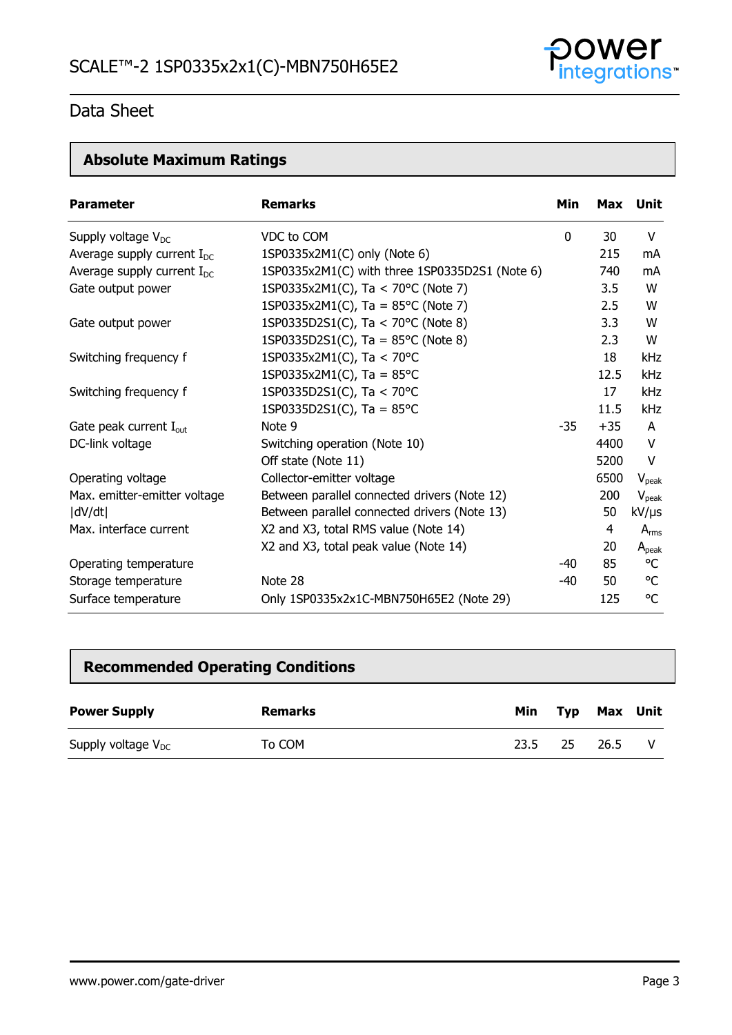## Absolute Maximum Ratings

| Parameter | Remarks | Min | Max | Unit |
|---|---|---|---|---|
| Supply voltage $V_{DC}$ | VDC to COM | 0 | 30 | V |
| Average supply current $I_{DC}$ | 1SP0335x2M1(C) only (Note 6) | | 215 | mA |
| Average supply current $I_{DC}$ | 1SP0335x2M1(C) with three 1SP0335D2S1 (Note 6) | | 740 | mA |
| Gate output power | 1SP0335x2M1(C), Ta < 70°C (Note 7) | | 3.5 | W |
| | 1SP0335x2M1(C), Ta = 85°C (Note 7) | | 2.5 | W |
| Gate output power | 1SP0335D2S1(C), Ta < 70°C (Note 8) | | 3.3 | W |
| | 1SP0335D2S1(C), Ta = 85°C (Note 8) | | 2.3 | W |
| Switching frequency f | 1SP0335x2M1(C), Ta < 70°C | | 18 | kHz |
| | 1SP0335x2M1(C), Ta = 85°C | | 12.5 | kHz |
| Switching frequency f | 1SP0335D2S1(C), Ta < 70°C | | 17 | kHz |
| | 1SP0335D2S1(C), Ta = 85°C | | 11.5 | kHz |
| Gate peak current $I_{out}$ | Note 9 | -35 | +35 | A |
| DC-link voltage | Switching operation (Note 10) | | 4400 | V |
| | Off state (Note 11) | | 5200 | V |
| Operating voltage | Collector-emitter voltage | | 6500 | $V_{peak}$ |
| Max. emitter-emitter voltage | Between parallel connected drivers (Note 12) | | 200 | $V_{peak}$ |
| \|dV/dt\| | Between parallel connected drivers (Note 13) | | 50 | kV/μs |
| Max. interface current | X2 and X3, total RMS value (Note 14) | | 4 | $A_{rms}$ |
| | X2 and X3, total peak value (Note 14) | | 20 | $A_{peak}$ |
| Operating temperature | | -40 | 85 | °C |
| Storage temperature | Note 28 | -40 | 50 | °C |
| Surface temperature | Only 1SP0335x2x1C-MBN750H65E2 (Note 29) | | 125 | °C |

## Recommended Operating Conditions

| Power Supply | Remarks | Min | Typ | Max | Unit |
|---|---|---|---|---|---|
| Supply voltage $V_{DC}$ | To COM | 23.5 | 25 | 26.5 | V |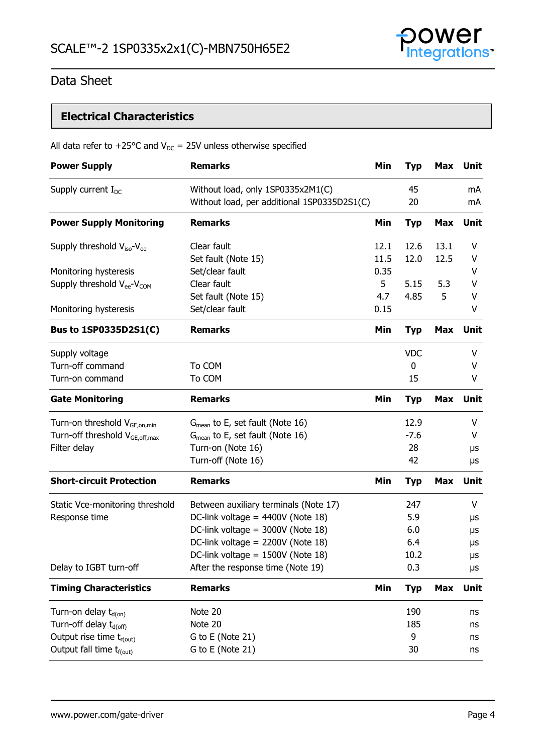## Data Sheet

### Electrical Characteristics

All data refer to +25°C and $V_{DC}$ = 25V unless otherwise specified

| Power Supply | Remarks | Min | Typ | Max | Unit |
|---|---|---|---|---|---|
| Supply current $I_{DC}$ | Without load, only 1SP0335x2M1(C) | | 45 | | mA |
| | Without load, per additional 1SP0335D2S1(C) | | 20 | | mA |
| **Power Supply Monitoring** | **Remarks** | **Min** | **Typ** | **Max** | **Unit** |
| Supply threshold $V_{iso}$-$V_{ee}$ | Clear fault | 12.1 | 12.6 | 13.1 | V |
| | Set fault (Note 15) | 11.5 | 12.0 | 12.5 | V |
| Monitoring hysteresis | Set/clear fault | 0.35 | | | V |
| Supply threshold $V_{ee}$-$V_{COM}$ | Clear fault | 5 | 5.15 | 5.3 | V |
| | Set fault (Note 15) | 4.7 | 4.85 | 5 | V |
| Monitoring hysteresis | Set/clear fault | 0.15 | | | V |
| **Bus to 1SP0335D2S1(C)** | **Remarks** | **Min** | **Typ** | **Max** | **Unit** |
| Supply voltage | | | VDC | | V |
| Turn-off command | To COM | | 0 | | V |
| Turn-on command | To COM | | 15 | | V |
| **Gate Monitoring** | **Remarks** | **Min** | **Typ** | **Max** | **Unit** |
| Turn-on threshold $V_{GE,on,min}$ | $G_{mean}$ to E, set fault (Note 16) | | 12.9 | | V |
| Turn-off threshold $V_{GE,off,max}$ | $G_{mean}$ to E, set fault (Note 16) | | -7.6 | | V |
| Filter delay | Turn-on (Note 16) | | 28 | | µs |
| | Turn-off (Note 16) | | 42 | | µs |
| **Short-circuit Protection** | **Remarks** | **Min** | **Typ** | **Max** | **Unit** |
| Static Vce-monitoring threshold | Between auxiliary terminals (Note 17) | | 247 | | V |
| Response time | DC-link voltage = 4400V (Note 18) | | 5.9 | | µs |
| | DC-link voltage = 3000V (Note 18) | | 6.0 | | µs |
| | DC-link voltage = 2200V (Note 18) | | 6.4 | | µs |
| | DC-link voltage = 1500V (Note 18) | | 10.2 | | µs |
| Delay to IGBT turn-off | After the response time (Note 19) | | 0.3 | | µs |
| **Timing Characteristics** | **Remarks** | **Min** | **Typ** | **Max** | **Unit** |
| Turn-on delay $t_{d(on)}$ | Note 20 | | 190 | | ns |
| Turn-off delay $t_{d(off)}$ | Note 20 | | 185 | | ns |
| Output rise time $t_{r(out)}$ | G to E (Note 21) | | 9 | | ns |
| Output fall time $t_{f(out)}$ | G to E (Note 21) | | 30 | | ns |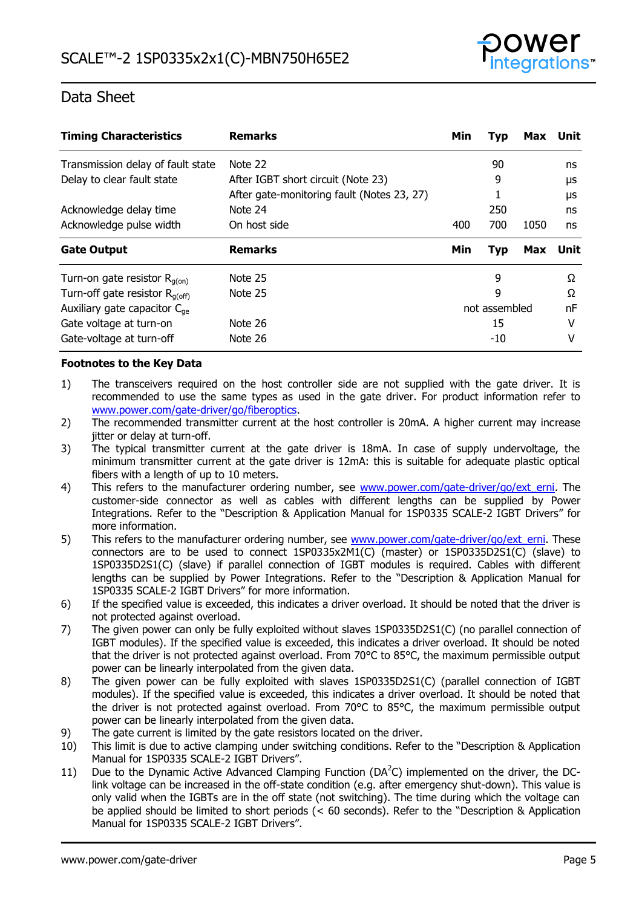| Timing Characteristics | Remarks | Min | Typ | Max | Unit |
|---|---|---|---|---|---|
| Transmission delay of fault state | Note 22 | | 90 | | ns |
| Delay to clear fault state | After IGBT short circuit (Note 23) | | 9 | | µs |
| | After gate-monitoring fault (Notes 23, 27) | | 1 | | µs |
| Acknowledge delay time | Note 24 | | 250 | | ns |
| Acknowledge pulse width | On host side | 400 | 700 | 1050 | ns |

| Gate Output | Remarks | Min | Typ | Max | Unit |
|---|---|---|---|---|---|
| Turn-on gate resistor $R_{g(on)}$ | Note 25 | | 9 | | Ω |
| Turn-off gate resistor $R_{g(off)}$ | Note 25 | | 9 | | Ω |
| Auxiliary gate capacitor $C_{ge}$ | | | not assembled | | nF |
| Gate voltage at turn-on | Note 26 | | 15 | | V |
| Gate-voltage at turn-off | Note 26 | | -10 | | V |

**Footnotes to the Key Data**

1) The transceivers required on the host controller side are not supplied with the gate driver. It is recommended to use the same types as used in the gate driver. For product information refer to www.power.com/gate-driver/go/fiberoptics.
2) The recommended transmitter current at the host controller is 20mA. A higher current may increase jitter or delay at turn-off.
3) The typical transmitter current at the gate driver is 18mA. In case of supply undervoltage, the minimum transmitter current at the gate driver is 12mA: this is suitable for adequate plastic optical fibers with a length of up to 10 meters.
4) This refers to the manufacturer ordering number, see www.power.com/gate-driver/go/ext_erni. The customer-side connector as well as cables with different lengths can be supplied by Power Integrations. Refer to the "Description & Application Manual for 1SP0335 SCALE-2 IGBT Drivers" for more information.
5) This refers to the manufacturer ordering number, see www.power.com/gate-driver/go/ext_erni. These connectors are to be used to connect 1SP0335x2M1(C) (master) or 1SP0335D2S1(C) (slave) to 1SP0335D2S1(C) (slave) if parallel connection of IGBT modules is required. Cables with different lengths can be supplied by Power Integrations. Refer to the "Description & Application Manual for 1SP0335 SCALE-2 IGBT Drivers" for more information.
6) If the specified value is exceeded, this indicates a driver overload. It should be noted that the driver is not protected against overload.
7) The given power can only be fully exploited without slaves 1SP0335D2S1(C) (no parallel connection of IGBT modules). If the specified value is exceeded, this indicates a driver overload. It should be noted that the driver is not protected against overload. From 70°C to 85°C, the maximum permissible output power can be linearly interpolated from the given data.
8) The given power can be fully exploited with slaves 1SP0335D2S1(C) (parallel connection of IGBT modules). If the specified value is exceeded, this indicates a driver overload. It should be noted that the driver is not protected against overload. From 70°C to 85°C, the maximum permissible output power can be linearly interpolated from the given data.
9) The gate current is limited by the gate resistors located on the driver.
10) This limit is due to active clamping under switching conditions. Refer to the "Description & Application Manual for 1SP0335 SCALE-2 IGBT Drivers".
11) Due to the Dynamic Active Advanced Clamping Function ($DA^2C$) implemented on the driver, the DC-link voltage can be increased in the off-state condition (e.g. after emergency shut-down). This value is only valid when the IGBTs are in the off state (not switching). The time during which the voltage can be applied should be limited to short periods (< 60 seconds). Refer to the "Description & Application Manual for 1SP0335 SCALE-2 IGBT Drivers".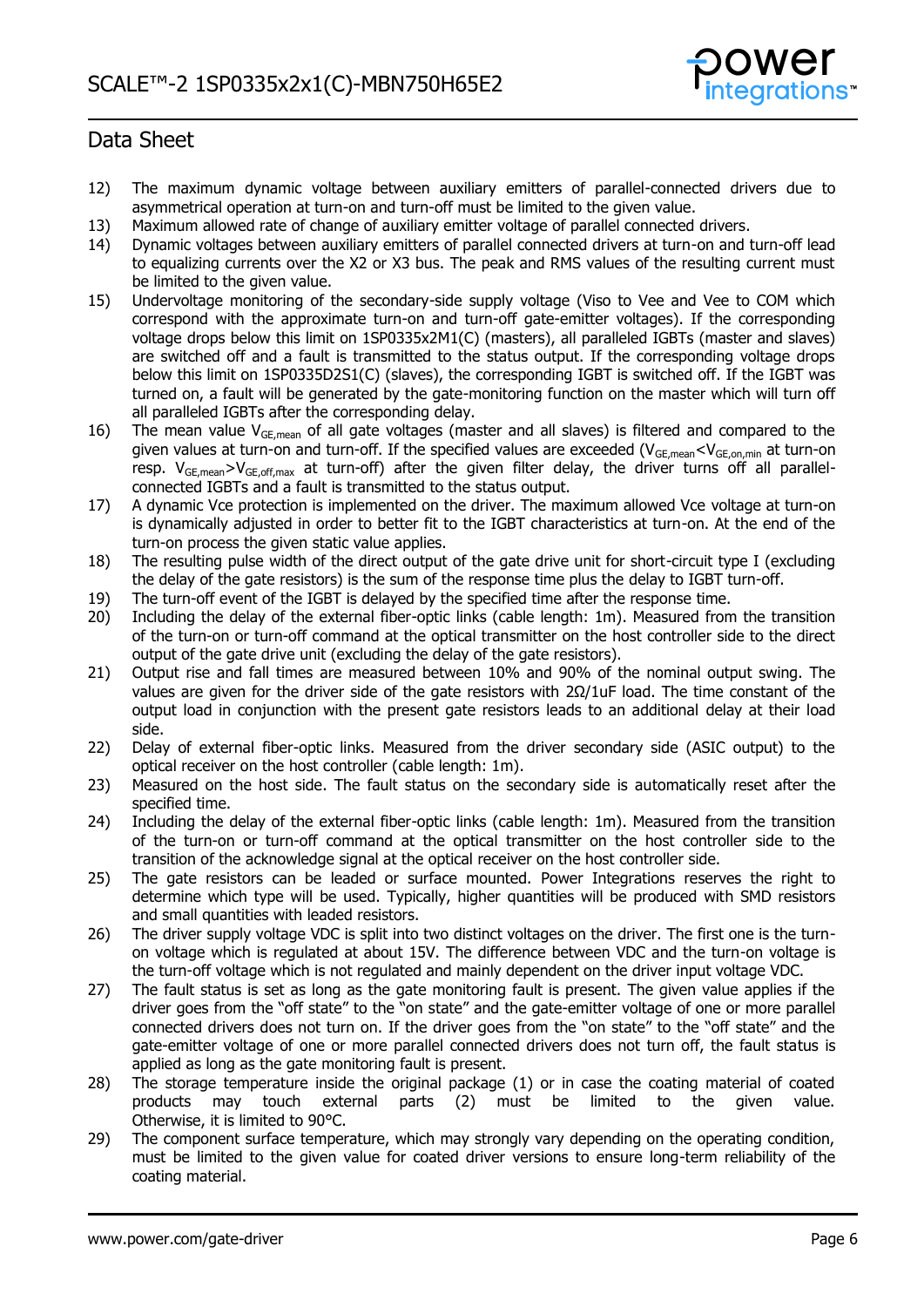12) The maximum dynamic voltage between auxiliary emitters of parallel-connected drivers due to asymmetrical operation at turn-on and turn-off must be limited to the given value.
13) Maximum allowed rate of change of auxiliary emitter voltage of parallel connected drivers.
14) Dynamic voltages between auxiliary emitters of parallel connected drivers at turn-on and turn-off lead to equalizing currents over the X2 or X3 bus. The peak and RMS values of the resulting current must be limited to the given value.
15) Undervoltage monitoring of the secondary-side supply voltage (Viso to Vee and Vee to COM which correspond with the approximate turn-on and turn-off gate-emitter voltages). If the corresponding voltage drops below this limit on 1SP0335x2M1(C) (masters), all paralleled IGBTs (master and slaves) are switched off and a fault is transmitted to the status output. If the corresponding voltage drops below this limit on 1SP0335D2S1(C) (slaves), the corresponding IGBT is switched off. If the IGBT was turned on, a fault will be generated by the gate-monitoring function on the master which will turn off all paralleled IGBTs after the corresponding delay.
16) The mean value $V_{GE,mean}$ of all gate voltages (master and all slaves) is filtered and compared to the given values at turn-on and turn-off. If the specified values are exceeded ($V_{GE,mean}<V_{GE,on,min}$ at turn-on resp. $V_{GE,mean}>V_{GE,off,max}$ at turn-off) after the given filter delay, the driver turns off all parallel-connected IGBTs and a fault is transmitted to the status output.
17) A dynamic Vce protection is implemented on the driver. The maximum allowed Vce voltage at turn-on is dynamically adjusted in order to better fit to the IGBT characteristics at turn-on. At the end of the turn-on process the given static value applies.
18) The resulting pulse width of the direct output of the gate drive unit for short-circuit type I (excluding the delay of the gate resistors) is the sum of the response time plus the delay to IGBT turn-off.
19) The turn-off event of the IGBT is delayed by the specified time after the response time.
20) Including the delay of the external fiber-optic links (cable length: 1m). Measured from the transition of the turn-on or turn-off command at the optical transmitter on the host controller side to the direct output of the gate drive unit (excluding the delay of the gate resistors).
21) Output rise and fall times are measured between 10% and 90% of the nominal output swing. The values are given for the driver side of the gate resistors with 2Ω/1uF load. The time constant of the output load in conjunction with the present gate resistors leads to an additional delay at their load side.
22) Delay of external fiber-optic links. Measured from the driver secondary side (ASIC output) to the optical receiver on the host controller (cable length: 1m).
23) Measured on the host side. The fault status on the secondary side is automatically reset after the specified time.
24) Including the delay of the external fiber-optic links (cable length: 1m). Measured from the transition of the turn-on or turn-off command at the optical transmitter on the host controller side to the transition of the acknowledge signal at the optical receiver on the host controller side.
25) The gate resistors can be leaded or surface mounted. Power Integrations reserves the right to determine which type will be used. Typically, higher quantities will be produced with SMD resistors and small quantities with leaded resistors.
26) The driver supply voltage VDC is split into two distinct voltages on the driver. The first one is the turn-on voltage which is regulated at about 15V. The difference between VDC and the turn-on voltage is the turn-off voltage which is not regulated and mainly dependent on the driver input voltage VDC.
27) The fault status is set as long as the gate monitoring fault is present. The given value applies if the driver goes from the "off state" to the "on state" and the gate-emitter voltage of one or more parallel connected drivers does not turn on. If the driver goes from the "on state" to the "off state" and the gate-emitter voltage of one or more parallel connected drivers does not turn off, the fault status is applied as long as the gate monitoring fault is present.
28) The storage temperature inside the original package (1) or in case the coating material of coated products may touch external parts (2) must be limited to the given value. Otherwise, it is limited to 90°C.
29) The component surface temperature, which may strongly vary depending on the operating condition, must be limited to the given value for coated driver versions to ensure long-term reliability of the coating material.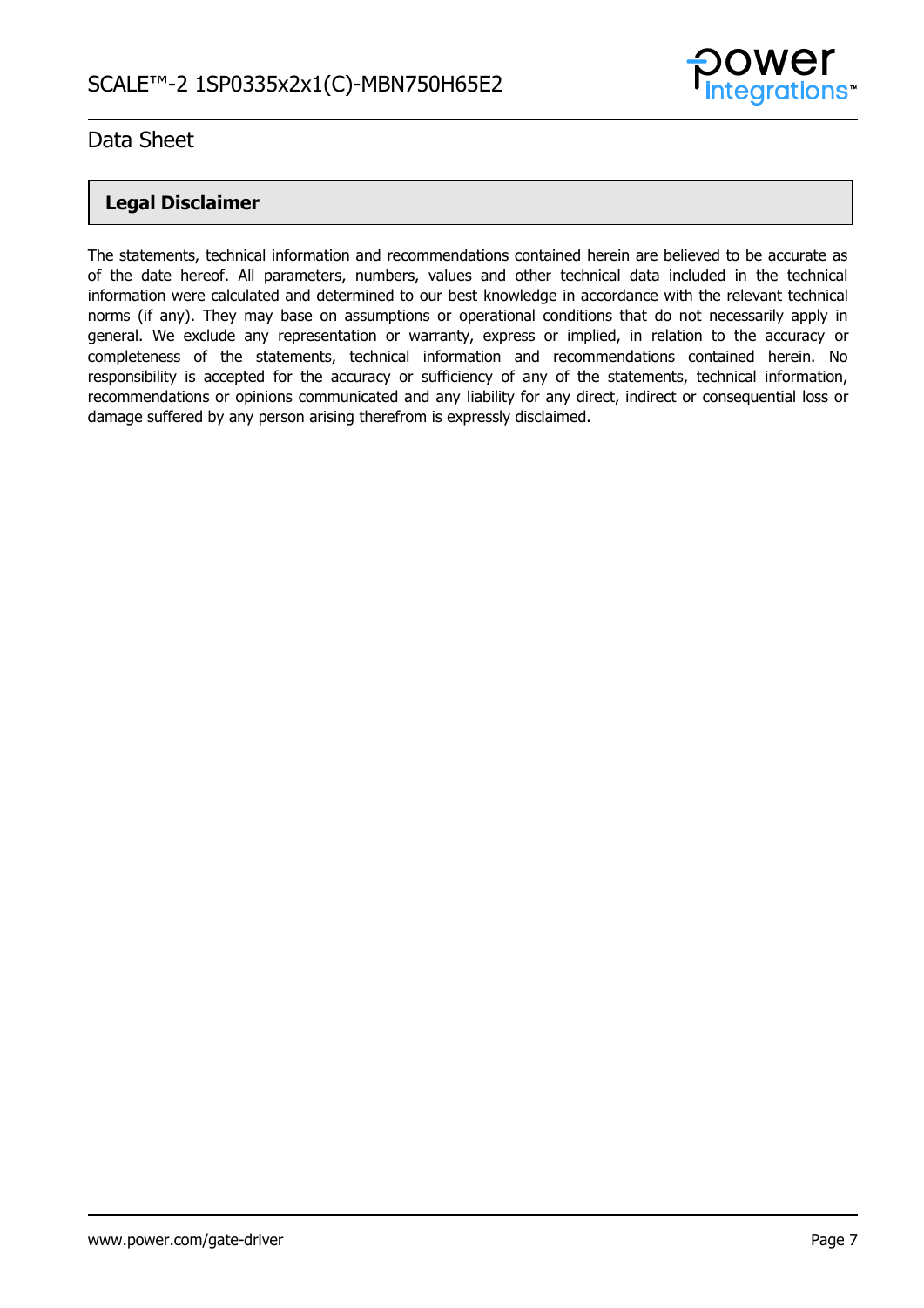## Legal Disclaimer

The statements, technical information and recommendations contained herein are believed to be accurate as of the date hereof. All parameters, numbers, values and other technical data included in the technical information were calculated and determined to our best knowledge in accordance with the relevant technical norms (if any). They may base on assumptions or operational conditions that do not necessarily apply in general. We exclude any representation or warranty, express or implied, in relation to the accuracy or completeness of the statements, technical information and recommendations contained herein. No responsibility is accepted for the accuracy or sufficiency of any of the statements, technical information, recommendations or opinions communicated and any liability for any direct, indirect or consequential loss or damage suffered by any person arising therefrom is expressly disclaimed.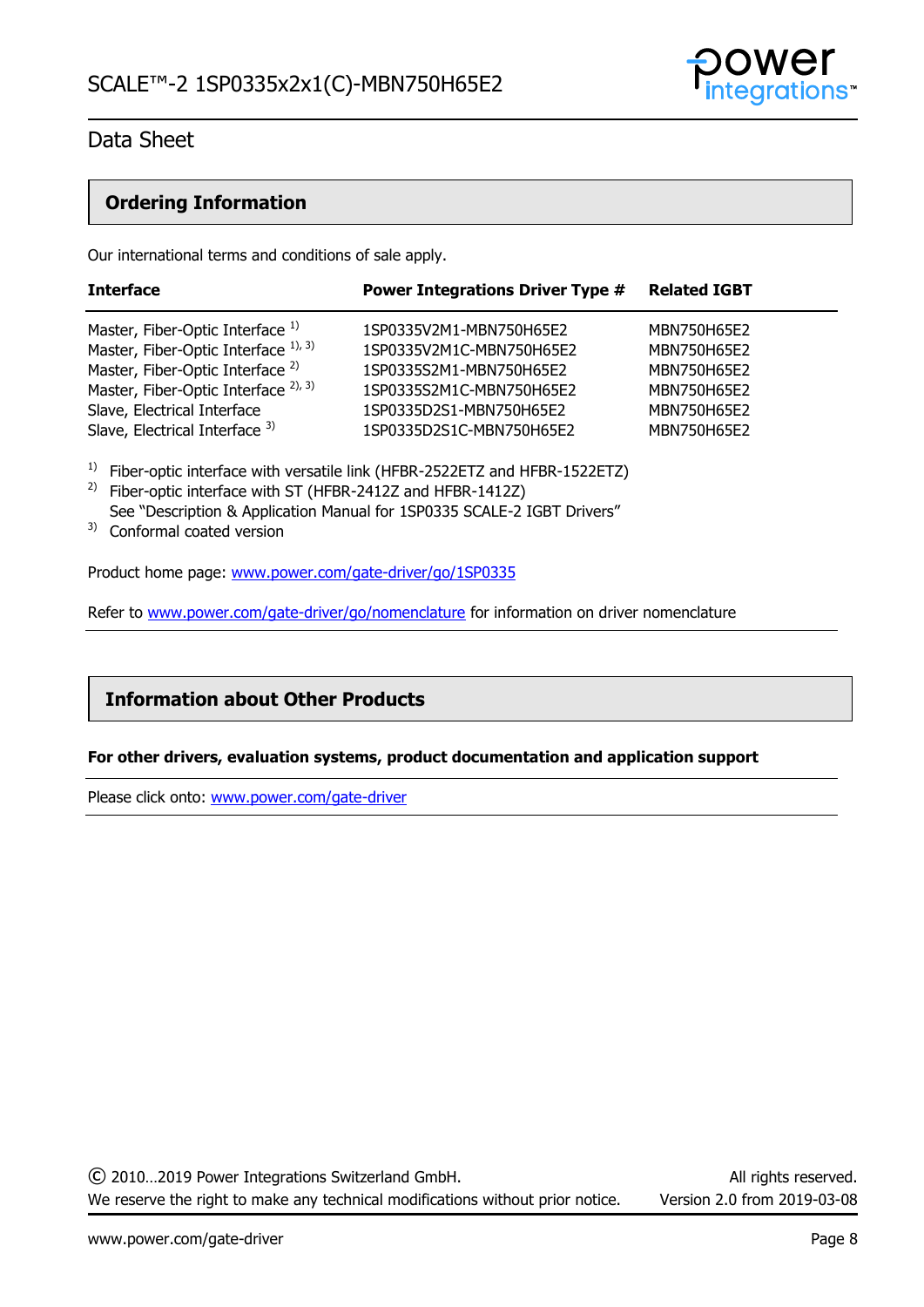## Ordering Information

Our international terms and conditions of sale apply.

| Interface | Power Integrations Driver Type # | Related IGBT |
|---|---|---|
| Master, Fiber-Optic Interface [1] | 1SP0335V2M1-MBN750H65E2 | MBN750H65E2 |
| Master, Fiber-Optic Interface [1, 3] | 1SP0335V2M1C-MBN750H65E2 | MBN750H65E2 |
| Master, Fiber-Optic Interface [2] | 1SP0335S2M1-MBN750H65E2 | MBN750H65E2 |
| Master, Fiber-Optic Interface [2, 3] | 1SP0335S2M1C-MBN750H65E2 | MBN750H65E2 |
| Slave, Electrical Interface | 1SP0335D2S1-MBN750H65E2 | MBN750H65E2 |
| Slave, Electrical Interface [3] | 1SP0335D2S1C-MBN750H65E2 | MBN750H65E2 |

[1] Fiber-optic interface with versatile link (HFBR-2522ETZ and HFBR-1522ETZ)
[2] Fiber-optic interface with ST (HFBR-2412Z and HFBR-1412Z)
See "Description & Application Manual for 1SP0335 SCALE-2 IGBT Drivers"
[3] Conformal coated version

Product home page: www.power.com/gate-driver/go/1SP0335

Refer to www.power.com/gate-driver/go/nomenclature for information on driver nomenclature

## Information about Other Products

**For other drivers, evaluation systems, product documentation and application support**

Please click onto: www.power.com/gate-driver

© 2010…2019 Power Integrations Switzerland GmbH. All rights reserved.
We reserve the right to make any technical modifications without prior notice. Version 2.0 from 2019-03-08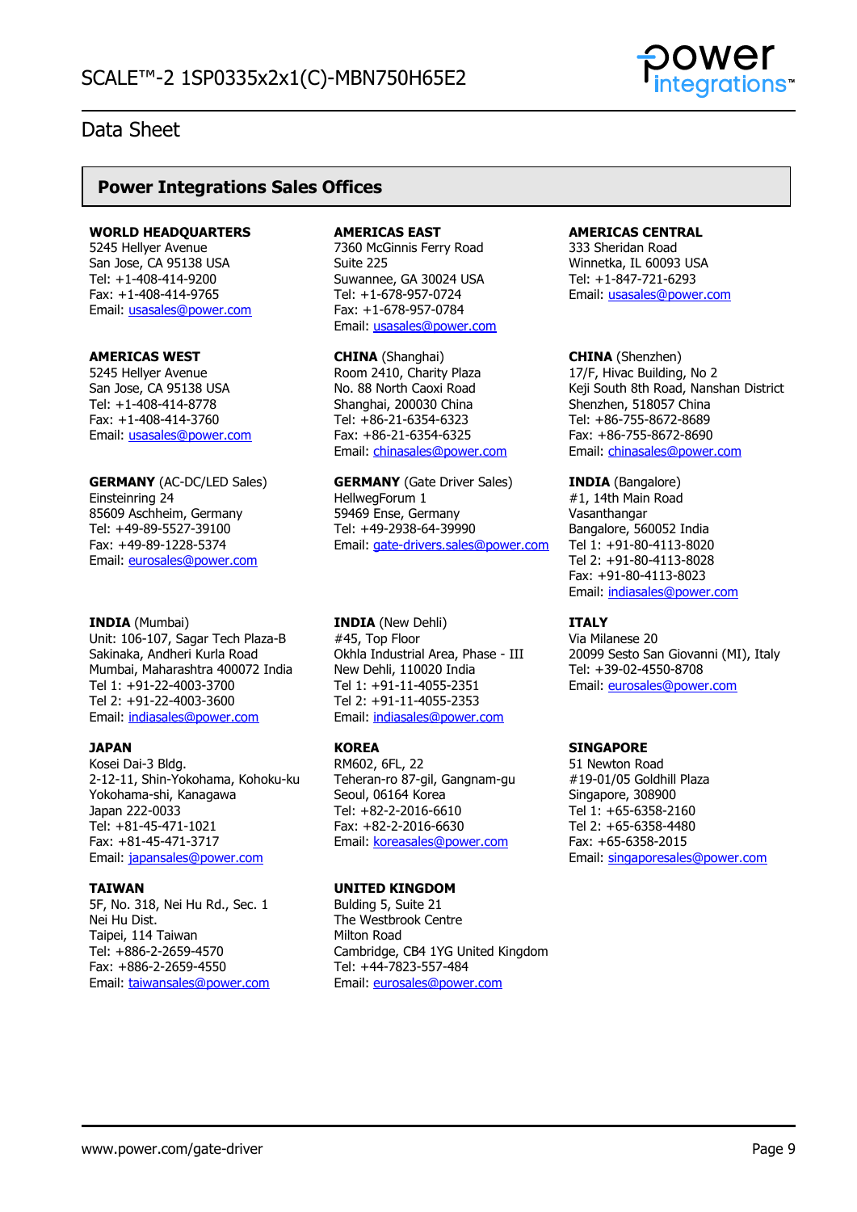## Power Integrations Sales Offices

**WORLD HEADQUARTERS**
5245 Hellyer Avenue
San Jose, CA 95138 USA
Tel: +1-408-414-9200
Fax: +1-408-414-9765
Email: usasales@power.com

**AMERICAS EAST**
7360 McGinnis Ferry Road
Suite 225
Suwannee, GA 30024 USA
Tel: +1-678-957-0724
Fax: +1-678-957-0784
Email: usasales@power.com

**AMERICAS CENTRAL**
333 Sheridan Road
Winnetka, IL 60093 USA
Tel: +1-847-721-6293
Email: usasales@power.com

**AMERICAS WEST**
5245 Hellyer Avenue
San Jose, CA 95138 USA
Tel: +1-408-414-8778
Fax: +1-408-414-3760
Email: usasales@power.com

**CHINA** (Shanghai)
Room 2410, Charity Plaza
No. 88 North Caoxi Road
Shanghai, 200030 China
Tel: +86-21-6354-6323
Fax: +86-21-6354-6325
Email: chinasales@power.com

**CHINA** (Shenzhen)
17/F, Hivac Building, No 2
Keji South 8th Road, Nanshan District
Shenzhen, 518057 China
Tel: +86-755-8672-8689
Fax: +86-755-8672-8690
Email: chinasales@power.com

**GERMANY** (AC-DC/LED Sales)
Einsteinring 24
85609 Aschheim, Germany
Tel: +49-89-5527-39100
Fax: +49-89-1228-5374
Email: eurosales@power.com

**GERMANY** (Gate Driver Sales)
HellwegForum 1
59469 Ense, Germany
Tel: +49-2938-64-39990
Email: gate-drivers.sales@power.com

**INDIA** (Bangalore)
#1, 14th Main Road
Vasanthangar
Bangalore, 560052 India
Tel 1: +91-80-4113-8020
Tel 2: +91-80-4113-8028
Fax: +91-80-4113-8023
Email: indiasales@power.com

**INDIA** (Mumbai)
Unit: 106-107, Sagar Tech Plaza-B
Sakinaka, Andheri Kurla Road
Mumbai, Maharashtra 400072 India
Tel 1: +91-22-4003-3700
Tel 2: +91-22-4003-3600
Email: indiasales@power.com

**INDIA** (New Dehli)
#45, Top Floor
Okhla Industrial Area, Phase - III
New Dehli, 110020 India
Tel 1: +91-11-4055-2351
Tel 2: +91-11-4055-2353
Email: indiasales@power.com

**ITALY**
Via Milanese 20
20099 Sesto San Giovanni (MI), Italy
Tel: +39-02-4550-8708
Email: eurosales@power.com

**JAPAN**
Kosei Dai-3 Bldg.
2-12-11, Shin-Yokohama, Kohoku-ku
Yokohama-shi, Kanagawa
Japan 222-0033
Tel: +81-45-471-1021
Fax: +81-45-471-3717
Email: japansales@power.com

**KOREA**
RM602, 6FL, 22
Teheran-ro 87-gil, Gangnam-gu
Seoul, 06164 Korea
Tel: +82-2-2016-6610
Fax: +82-2-2016-6630
Email: koreasales@power.com

**SINGAPORE**
51 Newton Road
#19-01/05 Goldhill Plaza
Singapore, 308900
Tel 1: +65-6358-2160
Tel 2: +65-6358-4480
Fax: +65-6358-2015
Email: singaporesales@power.com

**TAIWAN**
5F, No. 318, Nei Hu Rd., Sec. 1
Nei Hu Dist.
Taipei, 114 Taiwan
Tel: +886-2-2659-4570
Fax: +886-2-2659-4550
Email: taiwansales@power.com

**UNITED KINGDOM**
Bulding 5, Suite 21
The Westbrook Centre
Milton Road
Cambridge, CB4 1YG United Kingdom
Tel: +44-7823-557-484
Email: eurosales@power.com